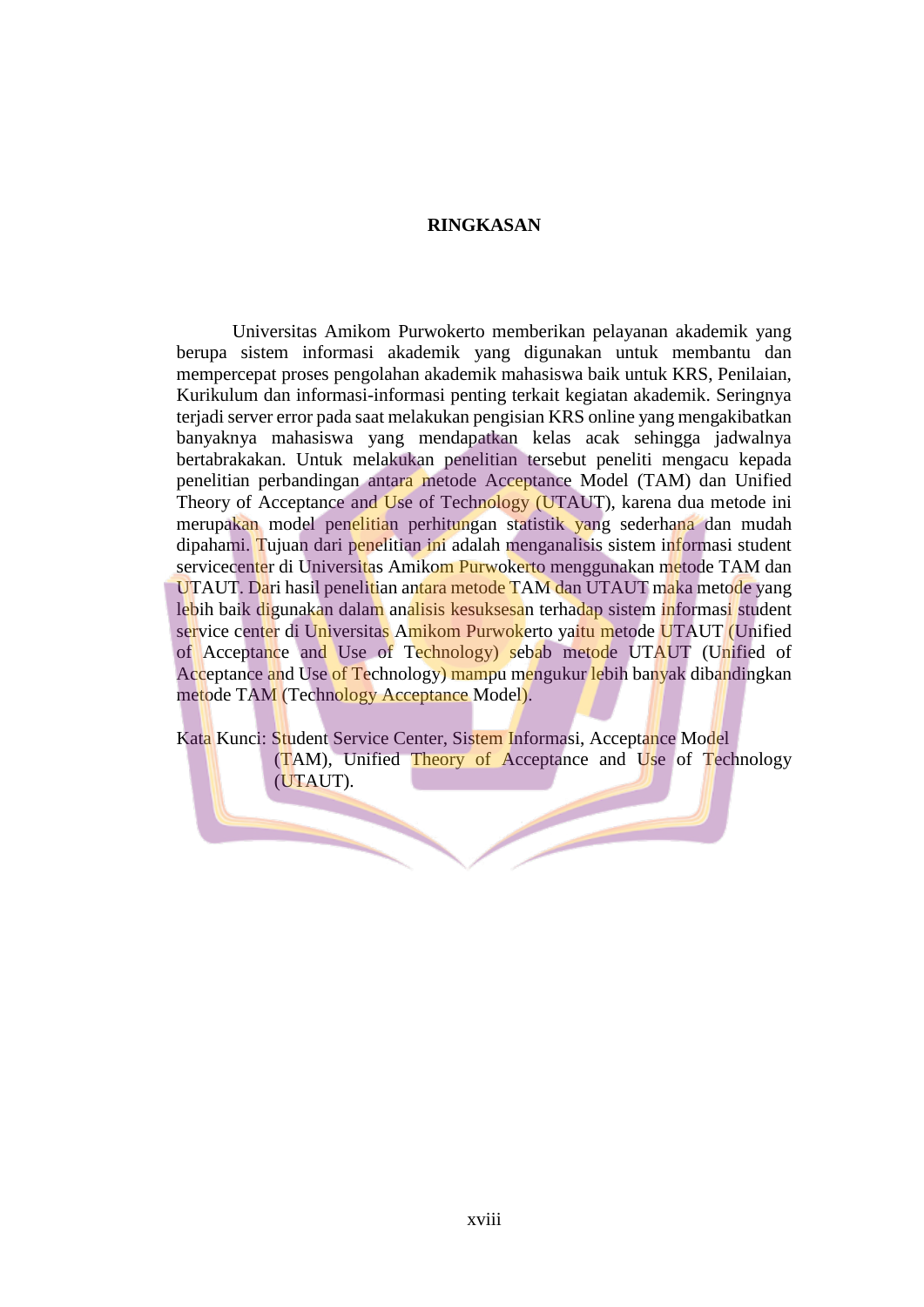# RINGKASAN

Universitas Amikom Purwokerto memberikan pelayanan akademik yang berupa sistem informasi akademik yang digunakan untuk membantu dan mempercepat proses pengolahan akademik mahasiswa baik untuk KRS, Penilaian, Kurikulum dan informasi-informasi penting terkait kegiatan akademik. Seringnya terjadi server error pada saat melakukan pengisian KRS online yang mengakibatkan banyaknya mahasiswa yang mendapatkan kelas acak sehingga jadwalnya bertabrakakan. Untuk melakukan penelitian tersebut peneliti mengacu kepada penelitian perbandingan antara metode Acceptance Model (TAM) dan Unified Theory of Acceptance and Use of Technology (UTAUT), karena dua metode ini merupakan model penelitian perhitungan statistik yang sederhana dan mudah dipahami. Tujuan dari penelitian ini adalah menganalisis sistem informasi student servicecenter di Universitas Amikom Purwokerto menggunakan metode TAM dan UTAUT. Dari hasil penelitian antara metode TAM dan UTAUT maka metode yang lebih baik digunakan dalam analisis kesuksesan terhadap sistem informasi student service center di Universitas Amikom Purwokerto yaitu metode UTAUT (Unified of Acceptance and Use of Technology) sebab metode UTAUT (Unified of Acceptance and Use of Technology) mampu mengukur lebih banyak dibandingkan metode TAM (Technology Acceptance Model).

Kata Kunci: Student Service Center, Sistem Informasi, Acceptance Model (TAM), Unified Theory of Acceptance and Use of Technology (UTAUT).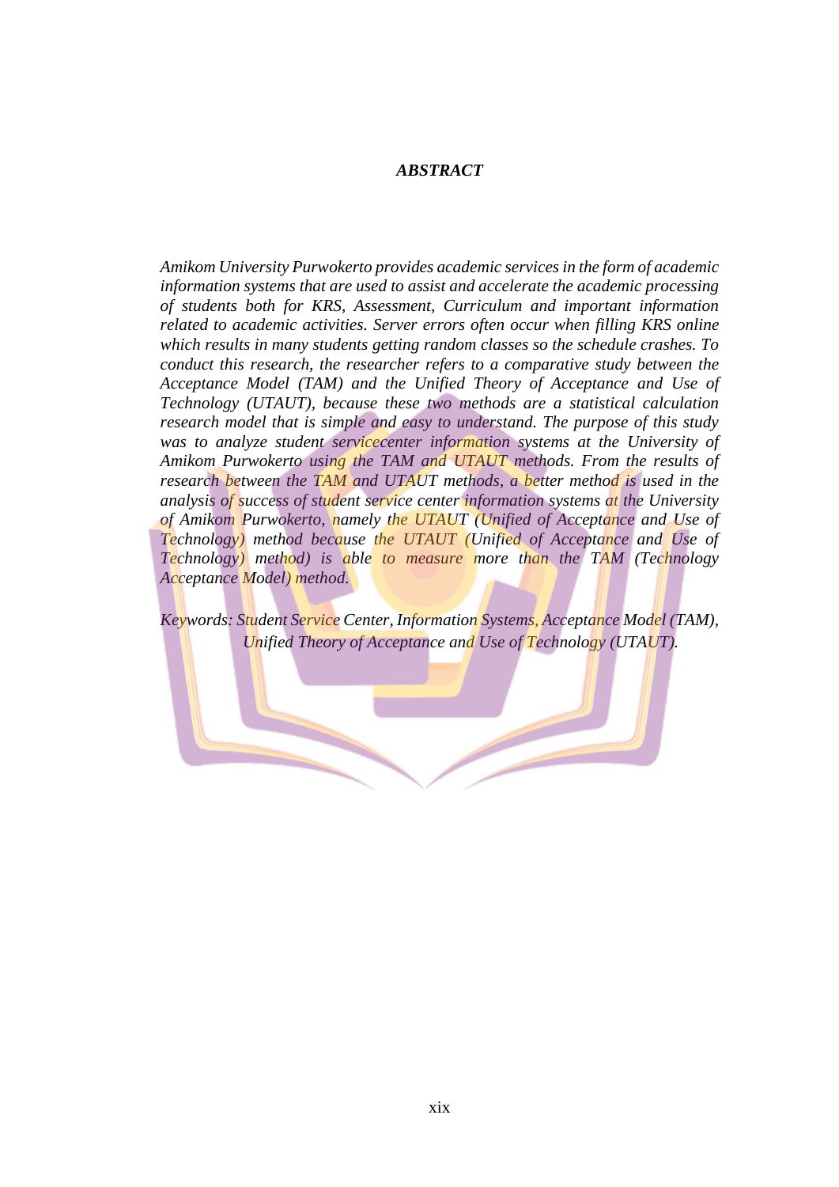# *ABSTRACT*

*Amikom University Purwokerto provides academic services in the form of academic information systems that are used to assist and accelerate the academic processing of students both for KRS, Assessment, Curriculum and important information related to academic activities. Server errors often occur when filling KRS online which results in many students getting random classes so the schedule crashes. To conduct this research, the researcher refers to a comparative study between the Acceptance Model (TAM) and the Unified Theory of Acceptance and Use of Technology (UTAUT), because these two methods are a statistical calculation research model that is simple and easy to understand. The purpose of this study was to analyze student servicecenter information systems at the University of Amikom Purwokerto using the TAM and UTAUT methods. From the results of research between the TAM and UTAUT methods, a better method is used in the analysis of success of student service center information systems at the University of Amikom Purwokerto, namely the UTAUT (Unified of Acceptance and Use of Technology) method because the UTAUT (Unified of Acceptance and Use of Technology) method) is able to measure more than the TAM (Technology Acceptance Model) method.*

*Keywords: Student Service Center, Information Systems, Acceptance Model (TAM), Unified Theory of Acceptance and Use of Technology (UTAUT).*